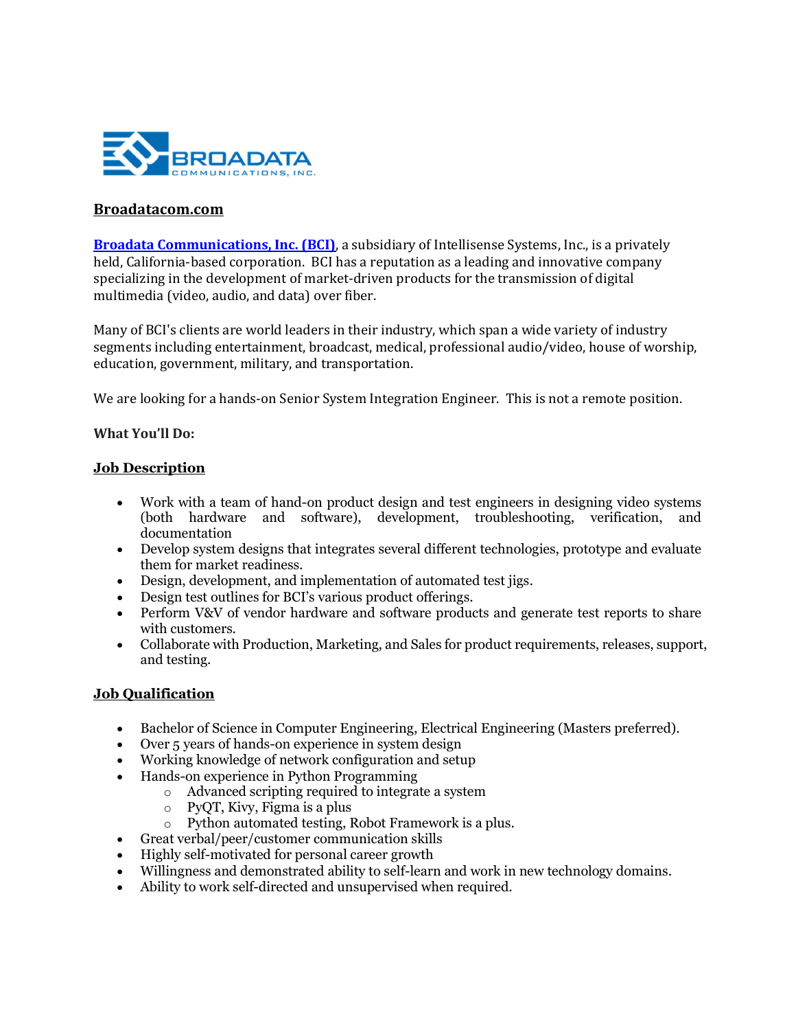**Broadatacom.com**

**Broadata Communications, Inc. (BCI)**, a subsidiary of Intellisense Systems, Inc., is a privately held, California-based corporation. BCI has a reputation as a leading and innovative company specializing in the development of market-driven products for the transmission of digital multimedia (video, audio, and data) over fiber.

Many of BCI's clients are world leaders in their industry, which span a wide variety of industry segments including entertainment, broadcast, medical, professional audio/video, house of worship, education, government, military, and transportation.

We are looking for a hands-on Senior System Integration Engineer. This is not a remote position.

**What You'll Do:**

## Job Description

- Work with a team of hand-on product design and test engineers in designing video systems (both hardware and software), development, troubleshooting, verification, and documentation
- Develop system designs that integrates several different technologies, prototype and evaluate them for market readiness.
- Design, development, and implementation of automated test jigs.
- Design test outlines for BCI's various product offerings.
- Perform V&V of vendor hardware and software products and generate test reports to share with customers.
- Collaborate with Production, Marketing, and Sales for product requirements, releases, support, and testing.

## Job Qualification

- Bachelor of Science in Computer Engineering, Electrical Engineering (Masters preferred).
- Over 5 years of hands-on experience in system design
- Working knowledge of network configuration and setup
- Hands-on experience in Python Programming
  - Advanced scripting required to integrate a system
  - PyQT, Kivy, Figma is a plus
  - Python automated testing, Robot Framework is a plus.
- Great verbal/peer/customer communication skills
- Highly self-motivated for personal career growth
- Willingness and demonstrated ability to self-learn and work in new technology domains.
- Ability to work self-directed and unsupervised when required.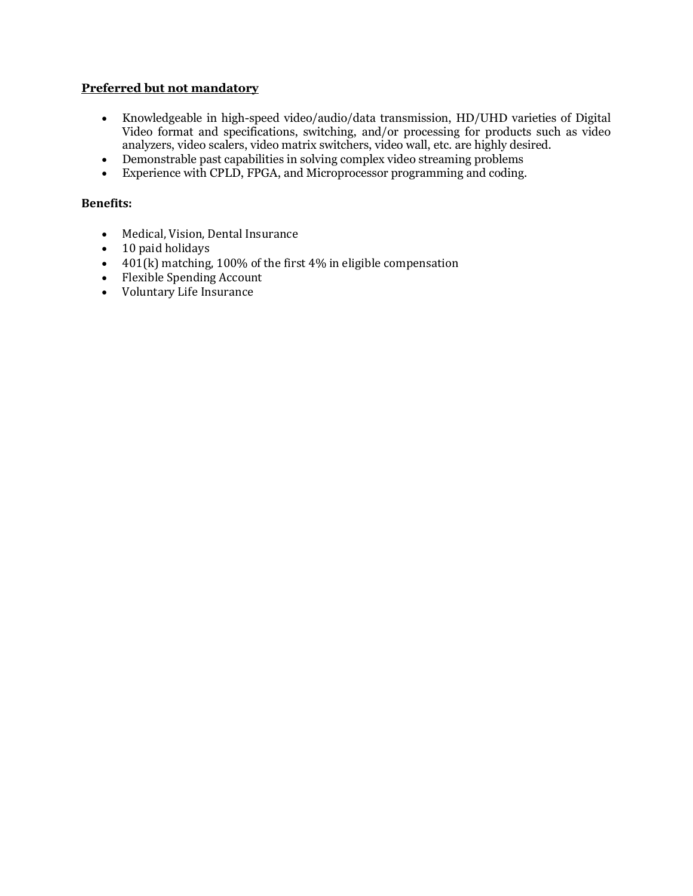**<u>Preferred but not mandatory</u>**

- Knowledgeable in high-speed video/audio/data transmission, HD/UHD varieties of Digital Video format and specifications, switching, and/or processing for products such as video analyzers, video scalers, video matrix switchers, video wall, etc. are highly desired.
- Demonstrable past capabilities in solving complex video streaming problems
- Experience with CPLD, FPGA, and Microprocessor programming and coding.

**Benefits:**

- Medical, Vision, Dental Insurance
- 10 paid holidays
- 401(k) matching, 100% of the first 4% in eligible compensation
- Flexible Spending Account
- Voluntary Life Insurance